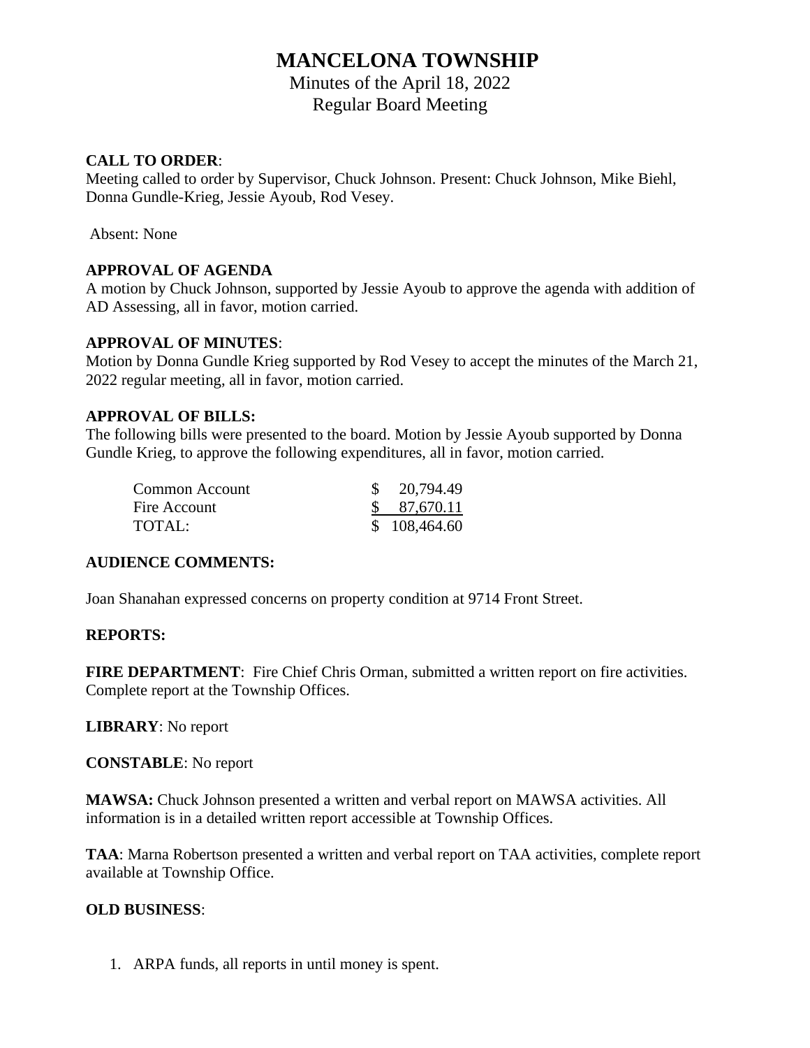# MANCELONA TOWNSHIP

Minutes of the April 18, 2022
Regular Board Meeting

**CALL TO ORDER**:
Meeting called to order by Supervisor, Chuck Johnson. Present: Chuck Johnson, Mike Biehl, Donna Gundle-Krieg, Jessie Ayoub, Rod Vesey.

Absent: None

**APPROVAL OF AGENDA**
A motion by Chuck Johnson, supported by Jessie Ayoub to approve the agenda with addition of AD Assessing, all in favor, motion carried.

**APPROVAL OF MINUTES**:
Motion by Donna Gundle Krieg supported by Rod Vesey to accept the minutes of the March 21, 2022 regular meeting, all in favor, motion carried.

**APPROVAL OF BILLS:**
The following bills were presented to the board. Motion by Jessie Ayoub supported by Donna Gundle Krieg, to approve the following expenditures, all in favor, motion carried.

| | |
|---|---|
| Common Account | $ 20,794.49 |
| Fire Account | $ 87,670.11 |
| TOTAL: | $ 108,464.60 |

**AUDIENCE COMMENTS:**

Joan Shanahan expressed concerns on property condition at 9714 Front Street.

**REPORTS:**

**FIRE DEPARTMENT**: Fire Chief Chris Orman, submitted a written report on fire activities. Complete report at the Township Offices.

**LIBRARY**: No report

**CONSTABLE**: No report

**MAWSA:** Chuck Johnson presented a written and verbal report on MAWSA activities. All information is in a detailed written report accessible at Township Offices.

**TAA**: Marna Robertson presented a written and verbal report on TAA activities, complete report available at Township Office.

**OLD BUSINESS**:

1. ARPA funds, all reports in until money is spent.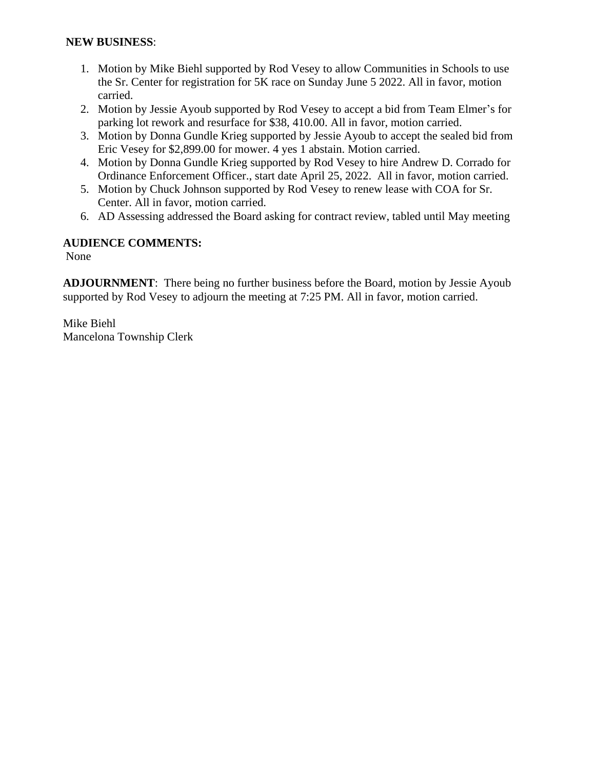**NEW BUSINESS**:

1. Motion by Mike Biehl supported by Rod Vesey to allow Communities in Schools to use the Sr. Center for registration for 5K race on Sunday June 5 2022. All in favor, motion carried.
2. Motion by Jessie Ayoub supported by Rod Vesey to accept a bid from Team Elmer's for parking lot rework and resurface for $38, 410.00. All in favor, motion carried.
3. Motion by Donna Gundle Krieg supported by Jessie Ayoub to accept the sealed bid from Eric Vesey for $2,899.00 for mower. 4 yes 1 abstain. Motion carried.
4. Motion by Donna Gundle Krieg supported by Rod Vesey to hire Andrew D. Corrado for Ordinance Enforcement Officer., start date April 25, 2022. All in favor, motion carried.
5. Motion by Chuck Johnson supported by Rod Vesey to renew lease with COA for Sr. Center. All in favor, motion carried.
6. AD Assessing addressed the Board asking for contract review, tabled until May meeting

**AUDIENCE COMMENTS:**

None

**ADJOURNMENT**: There being no further business before the Board, motion by Jessie Ayoub supported by Rod Vesey to adjourn the meeting at 7:25 PM. All in favor, motion carried.

Mike Biehl
Mancelona Township Clerk